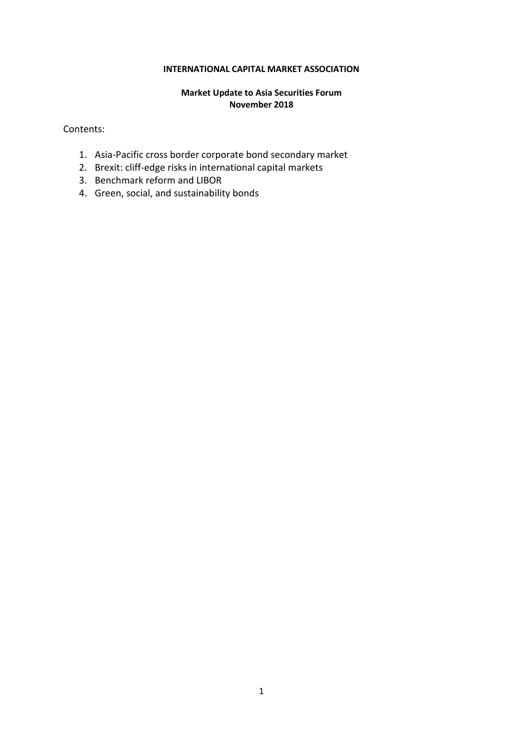**INTERNATIONAL CAPITAL MARKET ASSOCIATION**

**Market Update to Asia Securities Forum**
**November 2018**

Contents:

1. Asia-Pacific cross border corporate bond secondary market
2. Brexit: cliff-edge risks in international capital markets
3. Benchmark reform and LIBOR
4. Green, social, and sustainability bonds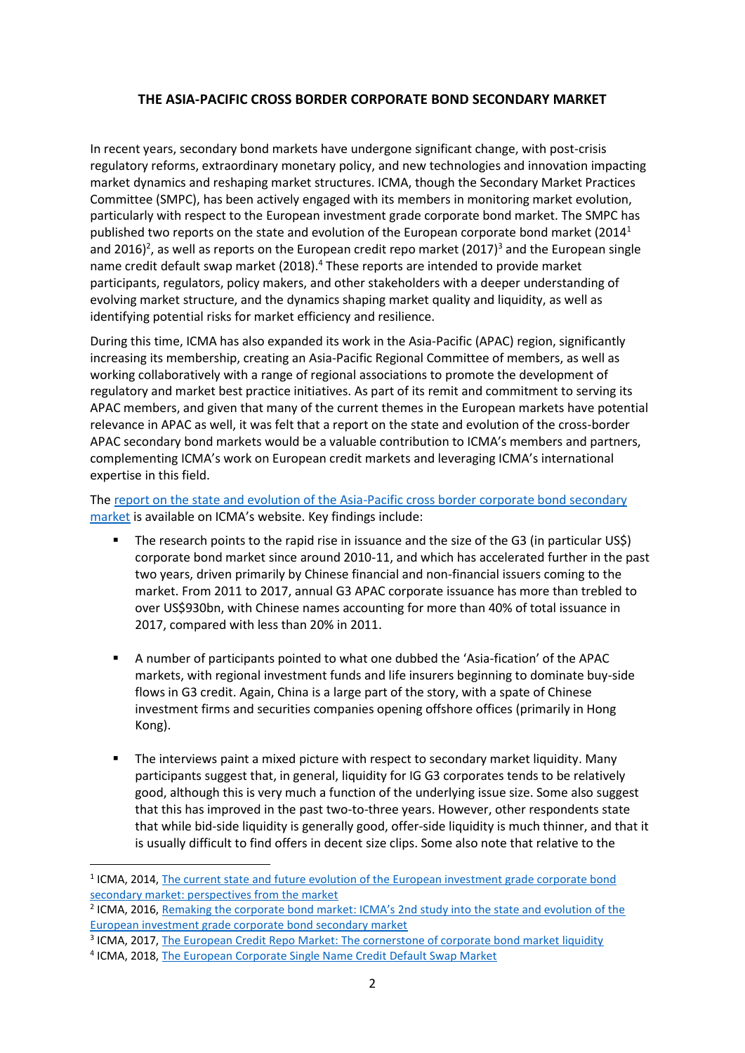# THE ASIA-PACIFIC CROSS BORDER CORPORATE BOND SECONDARY MARKET

In recent years, secondary bond markets have undergone significant change, with post-crisis regulatory reforms, extraordinary monetary policy, and new technologies and innovation impacting market dynamics and reshaping market structures. ICMA, though the Secondary Market Practices Committee (SMPC), has been actively engaged with its members in monitoring market evolution, particularly with respect to the European investment grade corporate bond market. The SMPC has published two reports on the state and evolution of the European corporate bond market (2014[1] and 2016)[2], as well as reports on the European credit repo market (2017)[3] and the European single name credit default swap market (2018).[4] These reports are intended to provide market participants, regulators, policy makers, and other stakeholders with a deeper understanding of evolving market structure, and the dynamics shaping market quality and liquidity, as well as identifying potential risks for market efficiency and resilience.

During this time, ICMA has also expanded its work in the Asia-Pacific (APAC) region, significantly increasing its membership, creating an Asia-Pacific Regional Committee of members, as well as working collaboratively with a range of regional associations to promote the development of regulatory and market best practice initiatives. As part of its remit and commitment to serving its APAC members, and given that many of the current themes in the European markets have potential relevance in APAC as well, it was felt that a report on the state and evolution of the cross-border APAC secondary bond markets would be a valuable contribution to ICMA's members and partners, complementing ICMA's work on European credit markets and leveraging ICMA's international expertise in this field.

The report on the state and evolution of the Asia-Pacific cross border corporate bond secondary market is available on ICMA's website. Key findings include:

- The research points to the rapid rise in issuance and the size of the G3 (in particular US$) corporate bond market since around 2010-11, and which has accelerated further in the past two years, driven primarily by Chinese financial and non-financial issuers coming to the market. From 2011 to 2017, annual G3 APAC corporate issuance has more than trebled to over US$930bn, with Chinese names accounting for more than 40% of total issuance in 2017, compared with less than 20% in 2011.

- A number of participants pointed to what one dubbed the 'Asia-fication' of the APAC markets, with regional investment funds and life insurers beginning to dominate buy-side flows in G3 credit. Again, China is a large part of the story, with a spate of Chinese investment firms and securities companies opening offshore offices (primarily in Hong Kong).

- The interviews paint a mixed picture with respect to secondary market liquidity. Many participants suggest that, in general, liquidity for IG G3 corporates tends to be relatively good, although this is very much a function of the underlying issue size. Some also suggest that this has improved in the past two-to-three years. However, other respondents state that while bid-side liquidity is generally good, offer-side liquidity is much thinner, and that it is usually difficult to find offers in decent size clips. Some also note that relative to the

---

[1] ICMA, 2014, The current state and future evolution of the European investment grade corporate bond secondary market: perspectives from the market

[2] ICMA, 2016, Remaking the corporate bond market: ICMA's 2nd study into the state and evolution of the European investment grade corporate bond secondary market

[3] ICMA, 2017, The European Credit Repo Market: The cornerstone of corporate bond market liquidity

[4] ICMA, 2018, The European Corporate Single Name Credit Default Swap Market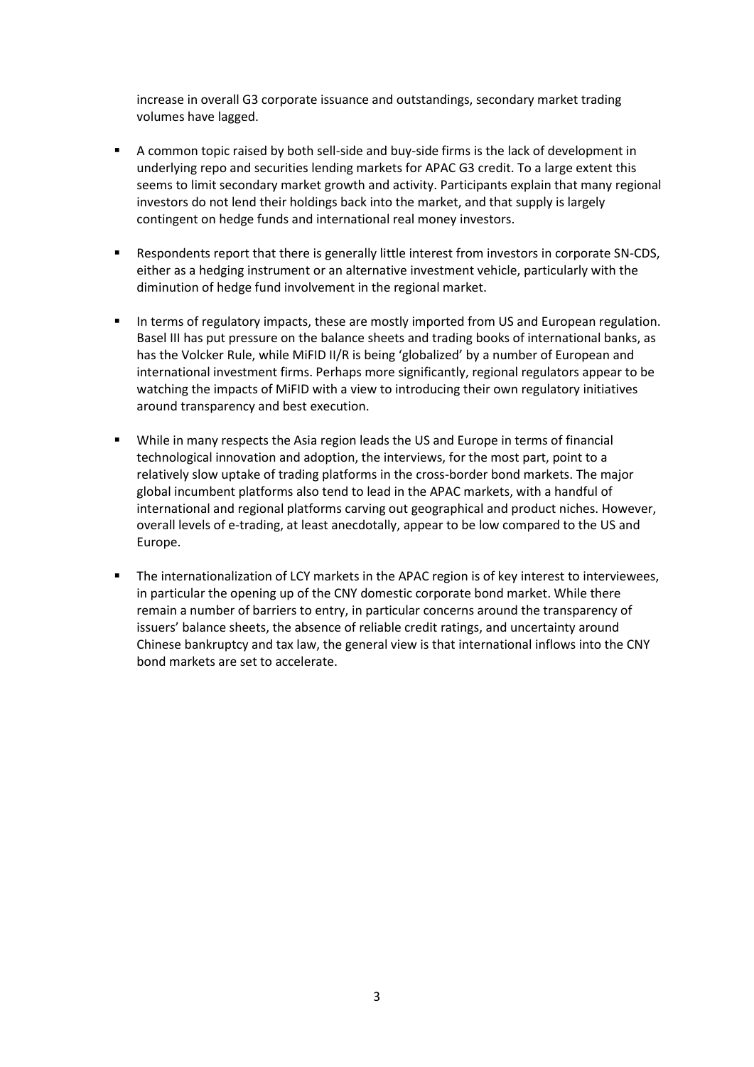increase in overall G3 corporate issuance and outstandings, secondary market trading volumes have lagged.

- A common topic raised by both sell-side and buy-side firms is the lack of development in underlying repo and securities lending markets for APAC G3 credit. To a large extent this seems to limit secondary market growth and activity. Participants explain that many regional investors do not lend their holdings back into the market, and that supply is largely contingent on hedge funds and international real money investors.

- Respondents report that there is generally little interest from investors in corporate SN-CDS, either as a hedging instrument or an alternative investment vehicle, particularly with the diminution of hedge fund involvement in the regional market.

- In terms of regulatory impacts, these are mostly imported from US and European regulation. Basel III has put pressure on the balance sheets and trading books of international banks, as has the Volcker Rule, while MiFID II/R is being 'globalized' by a number of European and international investment firms. Perhaps more significantly, regional regulators appear to be watching the impacts of MiFID with a view to introducing their own regulatory initiatives around transparency and best execution.

- While in many respects the Asia region leads the US and Europe in terms of financial technological innovation and adoption, the interviews, for the most part, point to a relatively slow uptake of trading platforms in the cross-border bond markets. The major global incumbent platforms also tend to lead in the APAC markets, with a handful of international and regional platforms carving out geographical and product niches. However, overall levels of e-trading, at least anecdotally, appear to be low compared to the US and Europe.

- The internationalization of LCY markets in the APAC region is of key interest to interviewees, in particular the opening up of the CNY domestic corporate bond market. While there remain a number of barriers to entry, in particular concerns around the transparency of issuers' balance sheets, the absence of reliable credit ratings, and uncertainty around Chinese bankruptcy and tax law, the general view is that international inflows into the CNY bond markets are set to accelerate.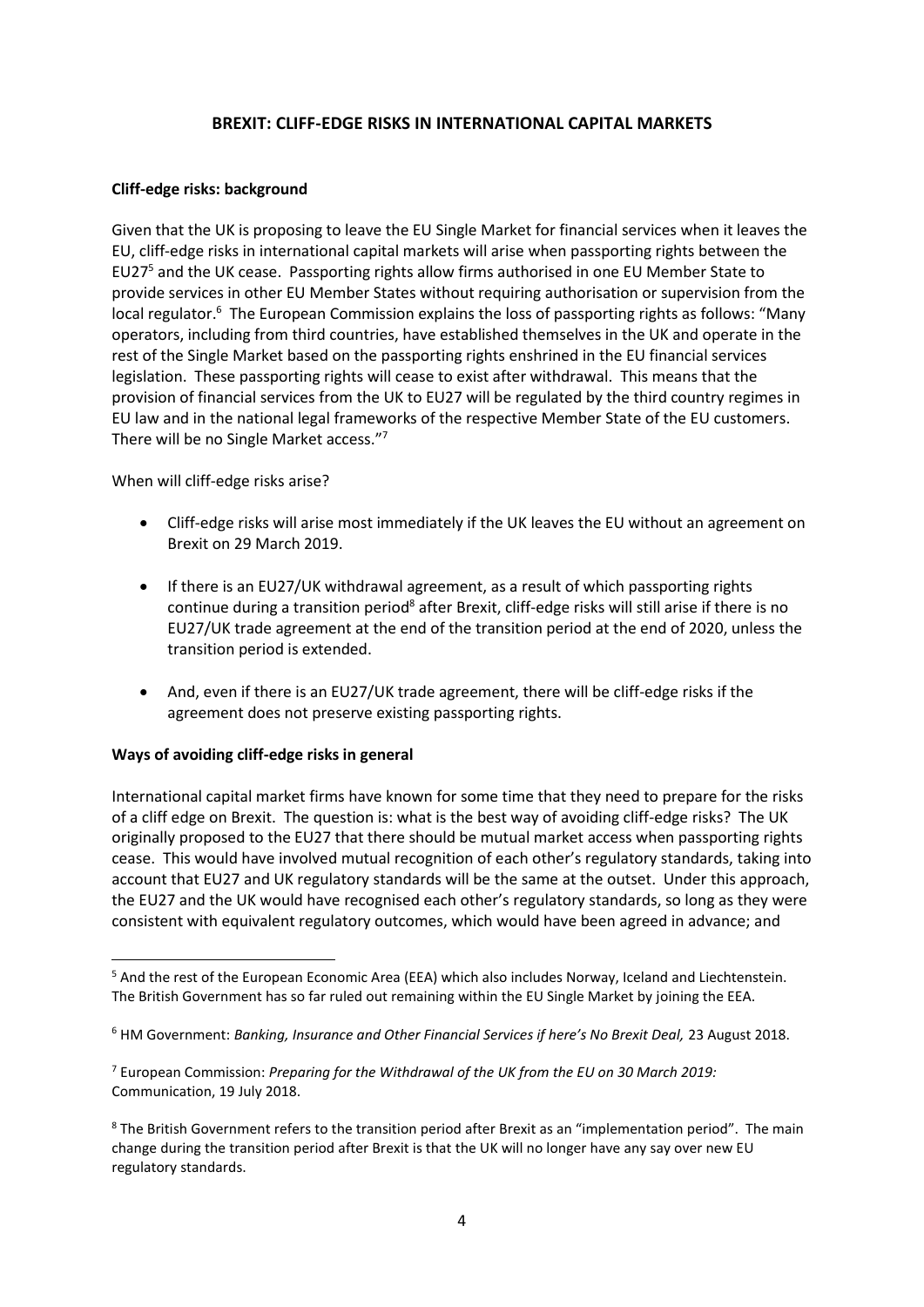## BREXIT: CLIFF-EDGE RISKS IN INTERNATIONAL CAPITAL MARKETS

**Cliff-edge risks: background**

Given that the UK is proposing to leave the EU Single Market for financial services when it leaves the EU, cliff-edge risks in international capital markets will arise when passporting rights between the EU27[5] and the UK cease. Passporting rights allow firms authorised in one EU Member State to provide services in other EU Member States without requiring authorisation or supervision from the local regulator.[6] The European Commission explains the loss of passporting rights as follows: "Many operators, including from third countries, have established themselves in the UK and operate in the rest of the Single Market based on the passporting rights enshrined in the EU financial services legislation. These passporting rights will cease to exist after withdrawal. This means that the provision of financial services from the UK to EU27 will be regulated by the third country regimes in EU law and in the national legal frameworks of the respective Member State of the EU customers. There will be no Single Market access."[7]

When will cliff-edge risks arise?

- Cliff-edge risks will arise most immediately if the UK leaves the EU without an agreement on Brexit on 29 March 2019.
- If there is an EU27/UK withdrawal agreement, as a result of which passporting rights continue during a transition period[8] after Brexit, cliff-edge risks will still arise if there is no EU27/UK trade agreement at the end of the transition period at the end of 2020, unless the transition period is extended.
- And, even if there is an EU27/UK trade agreement, there will be cliff-edge risks if the agreement does not preserve existing passporting rights.

**Ways of avoiding cliff-edge risks in general**

International capital market firms have known for some time that they need to prepare for the risks of a cliff edge on Brexit. The question is: what is the best way of avoiding cliff-edge risks? The UK originally proposed to the EU27 that there should be mutual market access when passporting rights cease. This would have involved mutual recognition of each other's regulatory standards, taking into account that EU27 and UK regulatory standards will be the same at the outset. Under this approach, the EU27 and the UK would have recognised each other's regulatory standards, so long as they were consistent with equivalent regulatory outcomes, which would have been agreed in advance; and

---

[5] And the rest of the European Economic Area (EEA) which also includes Norway, Iceland and Liechtenstein. The British Government has so far ruled out remaining within the EU Single Market by joining the EEA.

[6] HM Government: *Banking, Insurance and Other Financial Services if here's No Brexit Deal,* 23 August 2018.

[7] European Commission: *Preparing for the Withdrawal of the UK from the EU on 30 March 2019:* Communication, 19 July 2018.

[8] The British Government refers to the transition period after Brexit as an "implementation period". The main change during the transition period after Brexit is that the UK will no longer have any say over new EU regulatory standards.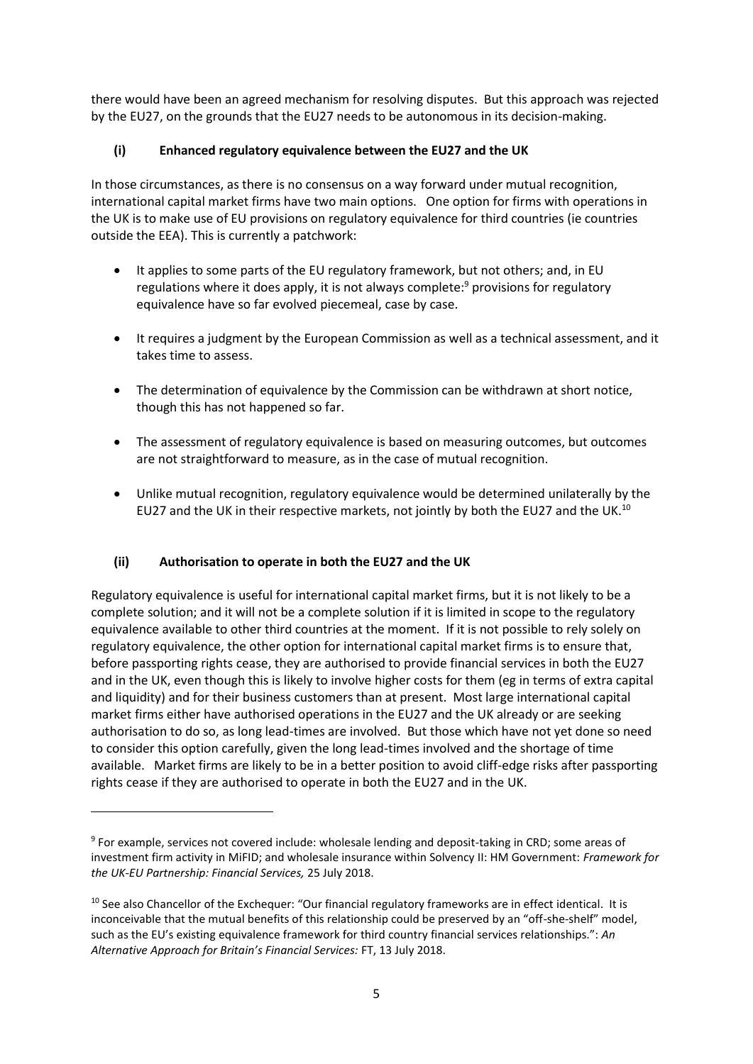there would have been an agreed mechanism for resolving disputes. But this approach was rejected by the EU27, on the grounds that the EU27 needs to be autonomous in its decision-making.

### (i) Enhanced regulatory equivalence between the EU27 and the UK

In those circumstances, as there is no consensus on a way forward under mutual recognition, international capital market firms have two main options. One option for firms with operations in the UK is to make use of EU provisions on regulatory equivalence for third countries (ie countries outside the EEA). This is currently a patchwork:

- It applies to some parts of the EU regulatory framework, but not others; and, in EU regulations where it does apply, it is not always complete:[9] provisions for regulatory equivalence have so far evolved piecemeal, case by case.
- It requires a judgment by the European Commission as well as a technical assessment, and it takes time to assess.
- The determination of equivalence by the Commission can be withdrawn at short notice, though this has not happened so far.
- The assessment of regulatory equivalence is based on measuring outcomes, but outcomes are not straightforward to measure, as in the case of mutual recognition.
- Unlike mutual recognition, regulatory equivalence would be determined unilaterally by the EU27 and the UK in their respective markets, not jointly by both the EU27 and the UK.[10]

### (ii) Authorisation to operate in both the EU27 and the UK

Regulatory equivalence is useful for international capital market firms, but it is not likely to be a complete solution; and it will not be a complete solution if it is limited in scope to the regulatory equivalence available to other third countries at the moment. If it is not possible to rely solely on regulatory equivalence, the other option for international capital market firms is to ensure that, before passporting rights cease, they are authorised to provide financial services in both the EU27 and in the UK, even though this is likely to involve higher costs for them (eg in terms of extra capital and liquidity) and for their business customers than at present. Most large international capital market firms either have authorised operations in the EU27 and the UK already or are seeking authorisation to do so, as long lead-times are involved. But those which have not yet done so need to consider this option carefully, given the long lead-times involved and the shortage of time available. Market firms are likely to be in a better position to avoid cliff-edge risks after passporting rights cease if they are authorised to operate in both the EU27 and in the UK.

---

[9] For example, services not covered include: wholesale lending and deposit-taking in CRD; some areas of investment firm activity in MiFID; and wholesale insurance within Solvency II: HM Government: *Framework for the UK-EU Partnership: Financial Services,* 25 July 2018.

[10] See also Chancellor of the Exchequer: "Our financial regulatory frameworks are in effect identical. It is inconceivable that the mutual benefits of this relationship could be preserved by an "off-she-shelf" model, such as the EU's existing equivalence framework for third country financial services relationships.": *An Alternative Approach for Britain's Financial Services:* FT, 13 July 2018.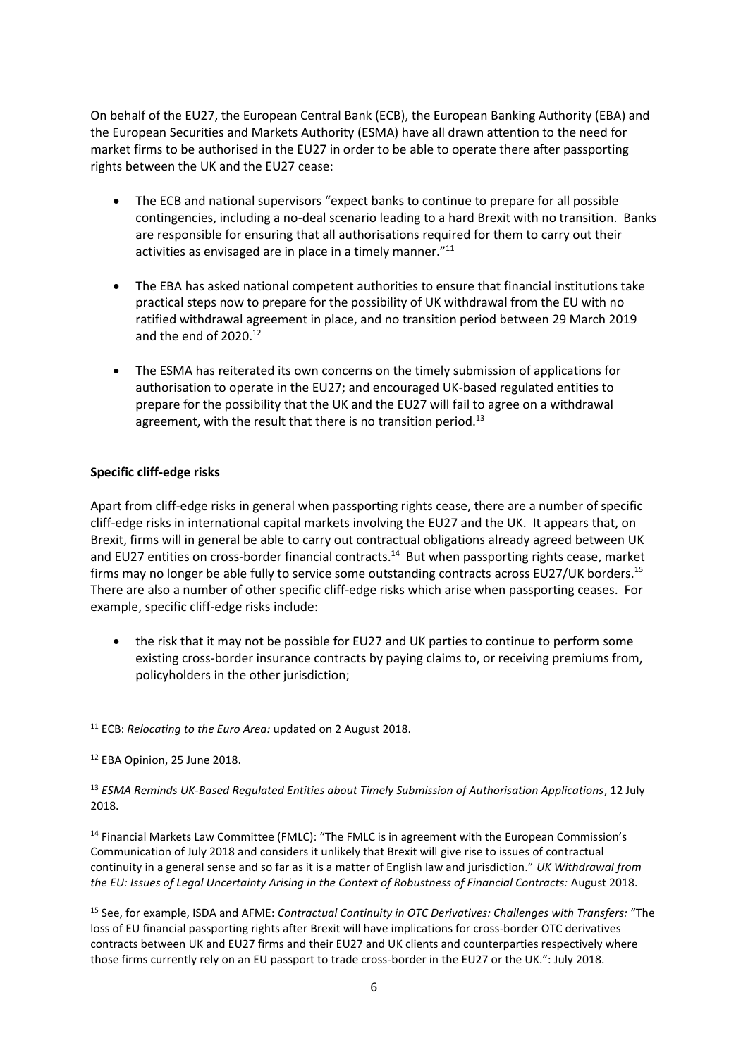On behalf of the EU27, the European Central Bank (ECB), the European Banking Authority (EBA) and the European Securities and Markets Authority (ESMA) have all drawn attention to the need for market firms to be authorised in the EU27 in order to be able to operate there after passporting rights between the UK and the EU27 cease:

- The ECB and national supervisors "expect banks to continue to prepare for all possible contingencies, including a no-deal scenario leading to a hard Brexit with no transition. Banks are responsible for ensuring that all authorisations required for them to carry out their activities as envisaged are in place in a timely manner."[11]

- The EBA has asked national competent authorities to ensure that financial institutions take practical steps now to prepare for the possibility of UK withdrawal from the EU with no ratified withdrawal agreement in place, and no transition period between 29 March 2019 and the end of 2020.[12]

- The ESMA has reiterated its own concerns on the timely submission of applications for authorisation to operate in the EU27; and encouraged UK-based regulated entities to prepare for the possibility that the UK and the EU27 will fail to agree on a withdrawal agreement, with the result that there is no transition period.[13]

**Specific cliff-edge risks**

Apart from cliff-edge risks in general when passporting rights cease, there are a number of specific cliff-edge risks in international capital markets involving the EU27 and the UK. It appears that, on Brexit, firms will in general be able to carry out contractual obligations already agreed between UK and EU27 entities on cross-border financial contracts.[14] But when passporting rights cease, market firms may no longer be able fully to service some outstanding contracts across EU27/UK borders.[15] There are also a number of other specific cliff-edge risks which arise when passporting ceases. For example, specific cliff-edge risks include:

- the risk that it may not be possible for EU27 and UK parties to continue to perform some existing cross-border insurance contracts by paying claims to, or receiving premiums from, policyholders in the other jurisdiction;

---

[11] ECB: *Relocating to the Euro Area:* updated on 2 August 2018.

[12] EBA Opinion, 25 June 2018.

[13] *ESMA Reminds UK-Based Regulated Entities about Timely Submission of Authorisation Applications*, 12 July 2018.

[14] Financial Markets Law Committee (FMLC): "The FMLC is in agreement with the European Commission's Communication of July 2018 and considers it unlikely that Brexit will give rise to issues of contractual continuity in a general sense and so far as it is a matter of English law and jurisdiction." *UK Withdrawal from the EU: Issues of Legal Uncertainty Arising in the Context of Robustness of Financial Contracts:* August 2018.

[15] See, for example, ISDA and AFME: *Contractual Continuity in OTC Derivatives: Challenges with Transfers:* "The loss of EU financial passporting rights after Brexit will have implications for cross-border OTC derivatives contracts between UK and EU27 firms and their EU27 and UK clients and counterparties respectively where those firms currently rely on an EU passport to trade cross-border in the EU27 or the UK.": July 2018.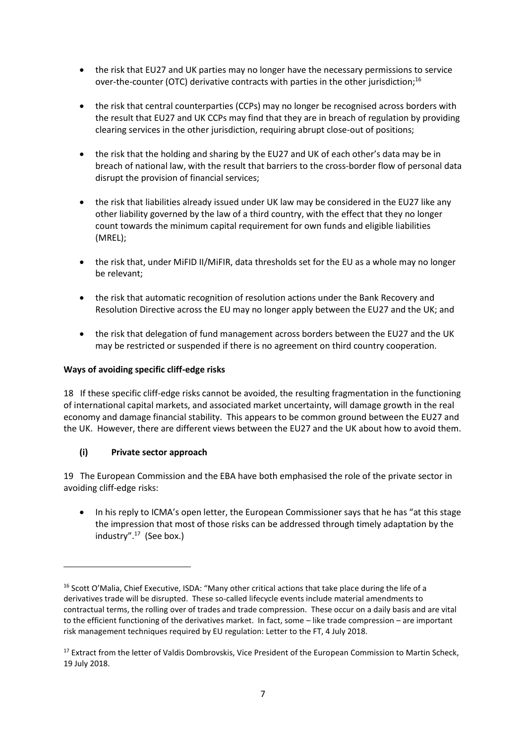- the risk that EU27 and UK parties may no longer have the necessary permissions to service over-the-counter (OTC) derivative contracts with parties in the other jurisdiction;[16]

- the risk that central counterparties (CCPs) may no longer be recognised across borders with the result that EU27 and UK CCPs may find that they are in breach of regulation by providing clearing services in the other jurisdiction, requiring abrupt close-out of positions;

- the risk that the holding and sharing by the EU27 and UK of each other's data may be in breach of national law, with the result that barriers to the cross-border flow of personal data disrupt the provision of financial services;

- the risk that liabilities already issued under UK law may be considered in the EU27 like any other liability governed by the law of a third country, with the effect that they no longer count towards the minimum capital requirement for own funds and eligible liabilities (MREL);

- the risk that, under MiFID II/MiFIR, data thresholds set for the EU as a whole may no longer be relevant;

- the risk that automatic recognition of resolution actions under the Bank Recovery and Resolution Directive across the EU may no longer apply between the EU27 and the UK; and

- the risk that delegation of fund management across borders between the EU27 and the UK may be restricted or suspended if there is no agreement on third country cooperation.

**Ways of avoiding specific cliff-edge risks**

18 If these specific cliff-edge risks cannot be avoided, the resulting fragmentation in the functioning of international capital markets, and associated market uncertainty, will damage growth in the real economy and damage financial stability. This appears to be common ground between the EU27 and the UK. However, there are different views between the EU27 and the UK about how to avoid them.

**(i) Private sector approach**

19 The European Commission and the EBA have both emphasised the role of the private sector in avoiding cliff-edge risks:

- In his reply to ICMA's open letter, the European Commissioner says that he has "at this stage the impression that most of those risks can be addressed through timely adaptation by the industry".[17] (See box.)

---

[16] Scott O'Malia, Chief Executive, ISDA: "Many other critical actions that take place during the life of a derivatives trade will be disrupted. These so-called lifecycle events include material amendments to contractual terms, the rolling over of trades and trade compression. These occur on a daily basis and are vital to the efficient functioning of the derivatives market. In fact, some – like trade compression – are important risk management techniques required by EU regulation: Letter to the FT, 4 July 2018.

[17] Extract from the letter of Valdis Dombrovskis, Vice President of the European Commission to Martin Scheck, 19 July 2018.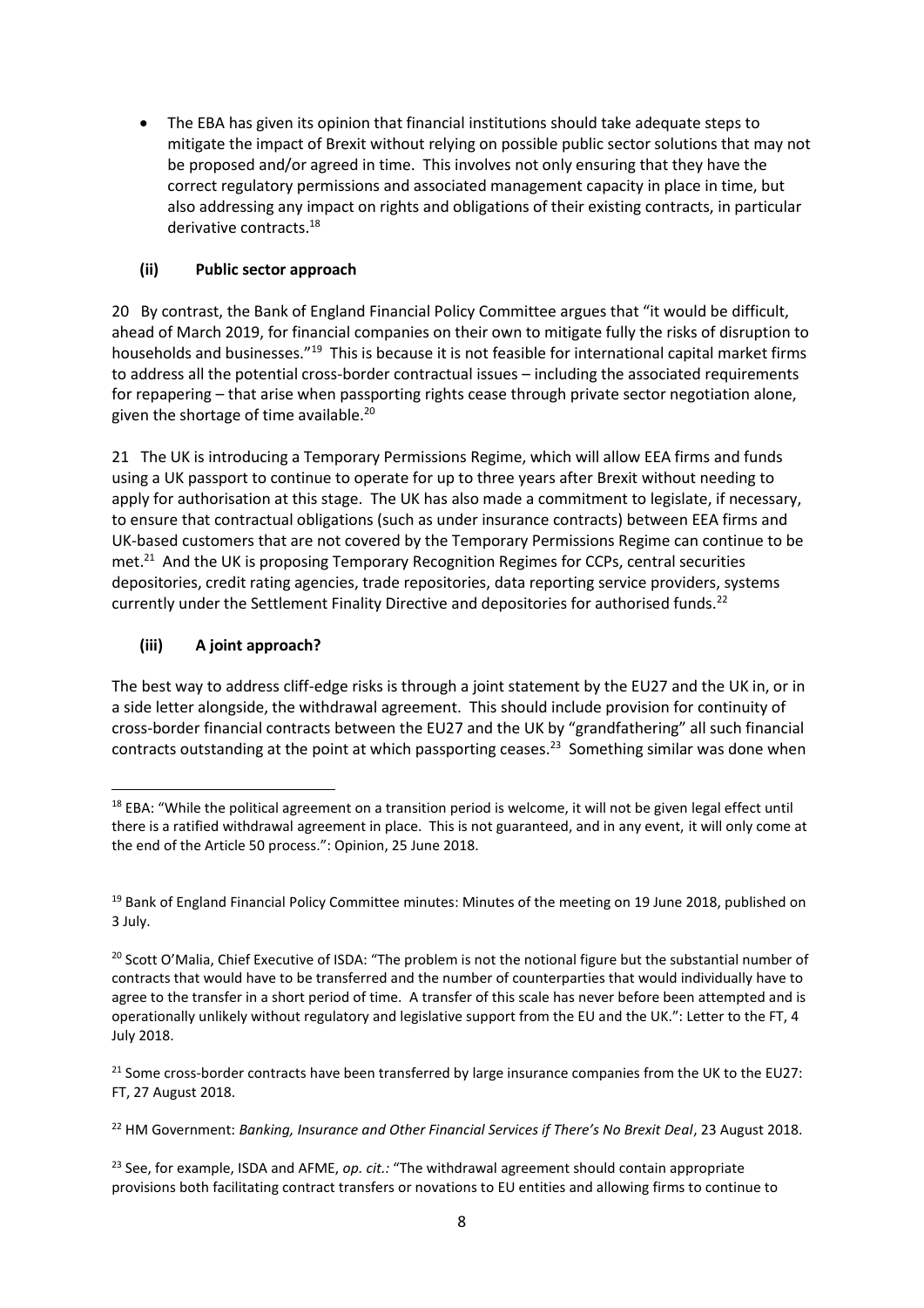- The EBA has given its opinion that financial institutions should take adequate steps to mitigate the impact of Brexit without relying on possible public sector solutions that may not be proposed and/or agreed in time. This involves not only ensuring that they have the correct regulatory permissions and associated management capacity in place in time, but also addressing any impact on rights and obligations of their existing contracts, in particular derivative contracts.[18]

### (ii) Public sector approach

20 By contrast, the Bank of England Financial Policy Committee argues that "it would be difficult, ahead of March 2019, for financial companies on their own to mitigate fully the risks of disruption to households and businesses."[19] This is because it is not feasible for international capital market firms to address all the potential cross-border contractual issues – including the associated requirements for repapering – that arise when passporting rights cease through private sector negotiation alone, given the shortage of time available.[20]

21 The UK is introducing a Temporary Permissions Regime, which will allow EEA firms and funds using a UK passport to continue to operate for up to three years after Brexit without needing to apply for authorisation at this stage. The UK has also made a commitment to legislate, if necessary, to ensure that contractual obligations (such as under insurance contracts) between EEA firms and UK-based customers that are not covered by the Temporary Permissions Regime can continue to be met.[21] And the UK is proposing Temporary Recognition Regimes for CCPs, central securities depositories, credit rating agencies, trade repositories, data reporting service providers, systems currently under the Settlement Finality Directive and depositories for authorised funds.[22]

### (iii) A joint approach?

The best way to address cliff-edge risks is through a joint statement by the EU27 and the UK in, or in a side letter alongside, the withdrawal agreement. This should include provision for continuity of cross-border financial contracts between the EU27 and the UK by "grandfathering" all such financial contracts outstanding at the point at which passporting ceases.[23] Something similar was done when

---

[18] EBA: "While the political agreement on a transition period is welcome, it will not be given legal effect until there is a ratified withdrawal agreement in place. This is not guaranteed, and in any event, it will only come at the end of the Article 50 process.": Opinion, 25 June 2018.

[19] Bank of England Financial Policy Committee minutes: Minutes of the meeting on 19 June 2018, published on 3 July.

[20] Scott O'Malia, Chief Executive of ISDA: "The problem is not the notional figure but the substantial number of contracts that would have to be transferred and the number of counterparties that would individually have to agree to the transfer in a short period of time. A transfer of this scale has never before been attempted and is operationally unlikely without regulatory and legislative support from the EU and the UK.": Letter to the FT, 4 July 2018.

[21] Some cross-border contracts have been transferred by large insurance companies from the UK to the EU27: FT, 27 August 2018.

[22] HM Government: *Banking, Insurance and Other Financial Services if There's No Brexit Deal*, 23 August 2018.

[23] See, for example, ISDA and AFME, *op. cit.:* "The withdrawal agreement should contain appropriate provisions both facilitating contract transfers or novations to EU entities and allowing firms to continue to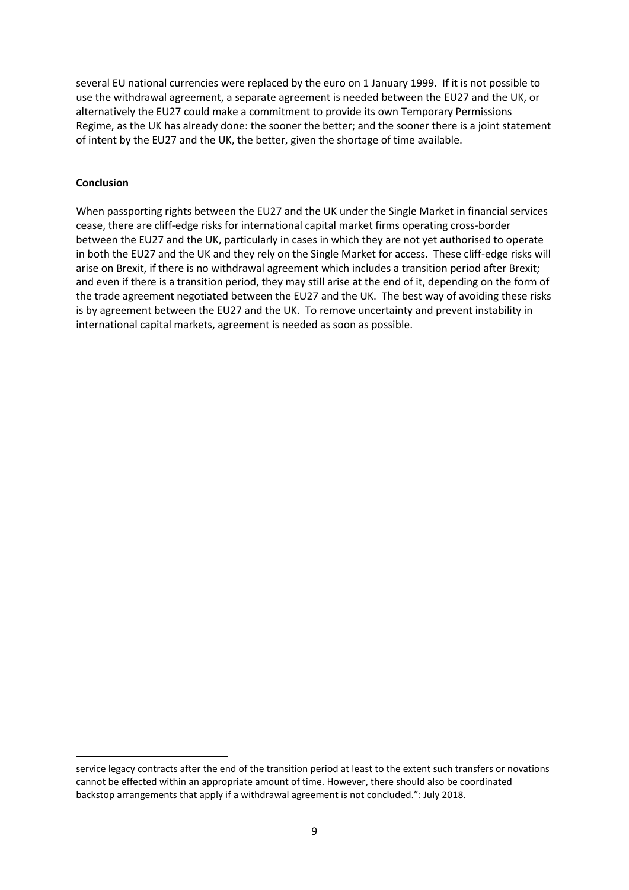several EU national currencies were replaced by the euro on 1 January 1999. If it is not possible to use the withdrawal agreement, a separate agreement is needed between the EU27 and the UK, or alternatively the EU27 could make a commitment to provide its own Temporary Permissions Regime, as the UK has already done: the sooner the better; and the sooner there is a joint statement of intent by the EU27 and the UK, the better, given the shortage of time available.

**Conclusion**

When passporting rights between the EU27 and the UK under the Single Market in financial services cease, there are cliff-edge risks for international capital market firms operating cross-border between the EU27 and the UK, particularly in cases in which they are not yet authorised to operate in both the EU27 and the UK and they rely on the Single Market for access. These cliff-edge risks will arise on Brexit, if there is no withdrawal agreement which includes a transition period after Brexit; and even if there is a transition period, they may still arise at the end of it, depending on the form of the trade agreement negotiated between the EU27 and the UK. The best way of avoiding these risks is by agreement between the EU27 and the UK. To remove uncertainty and prevent instability in international capital markets, agreement is needed as soon as possible.

---

service legacy contracts after the end of the transition period at least to the extent such transfers or novations cannot be effected within an appropriate amount of time. However, there should also be coordinated backstop arrangements that apply if a withdrawal agreement is not concluded.": July 2018.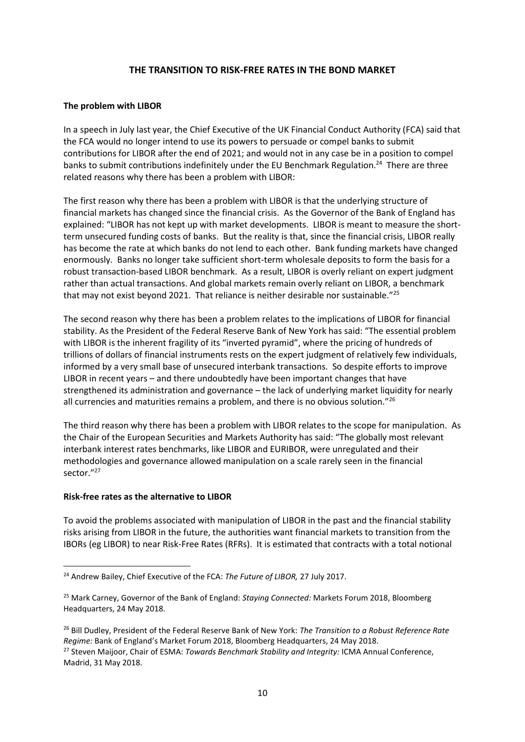## THE TRANSITION TO RISK-FREE RATES IN THE BOND MARKET

### The problem with LIBOR

In a speech in July last year, the Chief Executive of the UK Financial Conduct Authority (FCA) said that the FCA would no longer intend to use its powers to persuade or compel banks to submit contributions for LIBOR after the end of 2021; and would not in any case be in a position to compel banks to submit contributions indefinitely under the EU Benchmark Regulation.[24] There are three related reasons why there has been a problem with LIBOR:

The first reason why there has been a problem with LIBOR is that the underlying structure of financial markets has changed since the financial crisis. As the Governor of the Bank of England has explained: "LIBOR has not kept up with market developments. LIBOR is meant to measure the short-term unsecured funding costs of banks. But the reality is that, since the financial crisis, LIBOR really has become the rate at which banks do not lend to each other. Bank funding markets have changed enormously. Banks no longer take sufficient short-term wholesale deposits to form the basis for a robust transaction-based LIBOR benchmark. As a result, LIBOR is overly reliant on expert judgment rather than actual transactions. And global markets remain overly reliant on LIBOR, a benchmark that may not exist beyond 2021. That reliance is neither desirable nor sustainable."[25]

The second reason why there has been a problem relates to the implications of LIBOR for financial stability. As the President of the Federal Reserve Bank of New York has said: "The essential problem with LIBOR is the inherent fragility of its "inverted pyramid", where the pricing of hundreds of trillions of dollars of financial instruments rests on the expert judgment of relatively few individuals, informed by a very small base of unsecured interbank transactions. So despite efforts to improve LIBOR in recent years – and there undoubtedly have been important changes that have strengthened its administration and governance – the lack of underlying market liquidity for nearly all currencies and maturities remains a problem, and there is no obvious solution."[26]

The third reason why there has been a problem with LIBOR relates to the scope for manipulation. As the Chair of the European Securities and Markets Authority has said: "The globally most relevant interbank interest rates benchmarks, like LIBOR and EURIBOR, were unregulated and their methodologies and governance allowed manipulation on a scale rarely seen in the financial sector."[27]

### Risk-free rates as the alternative to LIBOR

To avoid the problems associated with manipulation of LIBOR in the past and the financial stability risks arising from LIBOR in the future, the authorities want financial markets to transition from the IBORs (eg LIBOR) to near Risk-Free Rates (RFRs). It is estimated that contracts with a total notional

---

[24] Andrew Bailey, Chief Executive of the FCA: *The Future of LIBOR,* 27 July 2017.

[25] Mark Carney, Governor of the Bank of England: *Staying Connected:* Markets Forum 2018, Bloomberg Headquarters, 24 May 2018.

[26] Bill Dudley, President of the Federal Reserve Bank of New York: *The Transition to a Robust Reference Rate Regime:* Bank of England's Market Forum 2018, Bloomberg Headquarters, 24 May 2018.

[27] Steven Maijoor, Chair of ESMA: *Towards Benchmark Stability and Integrity:* ICMA Annual Conference, Madrid, 31 May 2018.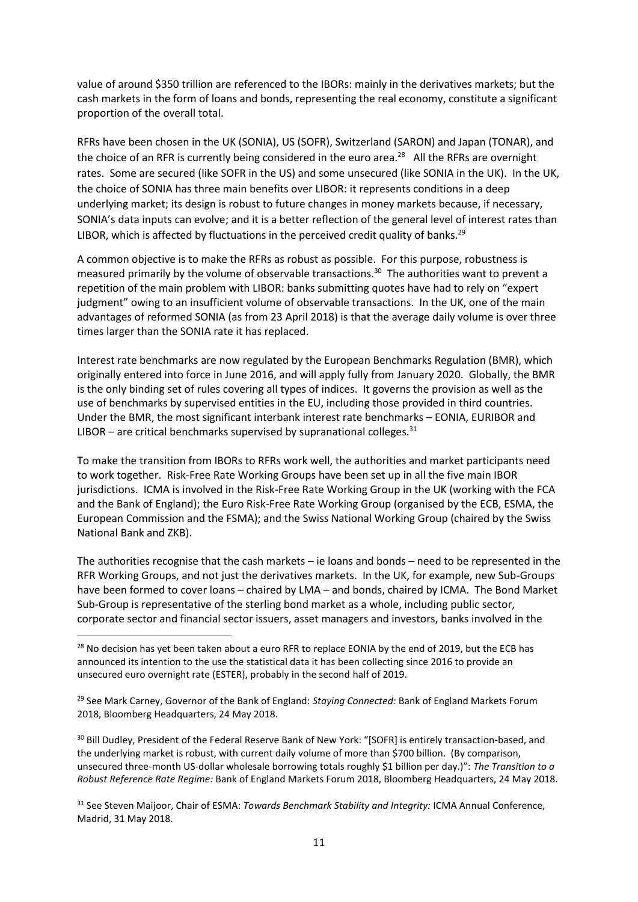value of around $350 trillion are referenced to the IBORs: mainly in the derivatives markets; but the cash markets in the form of loans and bonds, representing the real economy, constitute a significant proportion of the overall total.

RFRs have been chosen in the UK (SONIA), US (SOFR), Switzerland (SARON) and Japan (TONAR), and the choice of an RFR is currently being considered in the euro area.[28] All the RFRs are overnight rates. Some are secured (like SOFR in the US) and some unsecured (like SONIA in the UK). In the UK, the choice of SONIA has three main benefits over LIBOR: it represents conditions in a deep underlying market; its design is robust to future changes in money markets because, if necessary, SONIA's data inputs can evolve; and it is a better reflection of the general level of interest rates than LIBOR, which is affected by fluctuations in the perceived credit quality of banks.[29]

A common objective is to make the RFRs as robust as possible. For this purpose, robustness is measured primarily by the volume of observable transactions.[30] The authorities want to prevent a repetition of the main problem with LIBOR: banks submitting quotes have had to rely on "expert judgment" owing to an insufficient volume of observable transactions. In the UK, one of the main advantages of reformed SONIA (as from 23 April 2018) is that the average daily volume is over three times larger than the SONIA rate it has replaced.

Interest rate benchmarks are now regulated by the European Benchmarks Regulation (BMR), which originally entered into force in June 2016, and will apply fully from January 2020. Globally, the BMR is the only binding set of rules covering all types of indices. It governs the provision as well as the use of benchmarks by supervised entities in the EU, including those provided in third countries. Under the BMR, the most significant interbank interest rate benchmarks – EONIA, EURIBOR and LIBOR – are critical benchmarks supervised by supranational colleges.[31]

To make the transition from IBORs to RFRs work well, the authorities and market participants need to work together. Risk-Free Rate Working Groups have been set up in all the five main IBOR jurisdictions. ICMA is involved in the Risk-Free Rate Working Group in the UK (working with the FCA and the Bank of England); the Euro Risk-Free Rate Working Group (organised by the ECB, ESMA, the European Commission and the FSMA); and the Swiss National Working Group (chaired by the Swiss National Bank and ZKB).

The authorities recognise that the cash markets – ie loans and bonds – need to be represented in the RFR Working Groups, and not just the derivatives markets. In the UK, for example, new Sub-Groups have been formed to cover loans – chaired by LMA – and bonds, chaired by ICMA. The Bond Market Sub-Group is representative of the sterling bond market as a whole, including public sector, corporate sector and financial sector issuers, asset managers and investors, banks involved in the

---

[28] No decision has yet been taken about a euro RFR to replace EONIA by the end of 2019, but the ECB has announced its intention to the use the statistical data it has been collecting since 2016 to provide an unsecured euro overnight rate (ESTER), probably in the second half of 2019.

[29] See Mark Carney, Governor of the Bank of England: *Staying Connected:* Bank of England Markets Forum 2018, Bloomberg Headquarters, 24 May 2018.

[30] Bill Dudley, President of the Federal Reserve Bank of New York: "[SOFR] is entirely transaction-based, and the underlying market is robust, with current daily volume of more than $700 billion. (By comparison, unsecured three-month US-dollar wholesale borrowing totals roughly $1 billion per day.)": *The Transition to a Robust Reference Rate Regime:* Bank of England Markets Forum 2018, Bloomberg Headquarters, 24 May 2018.

[31] See Steven Maijoor, Chair of ESMA: *Towards Benchmark Stability and Integrity:* ICMA Annual Conference, Madrid, 31 May 2018.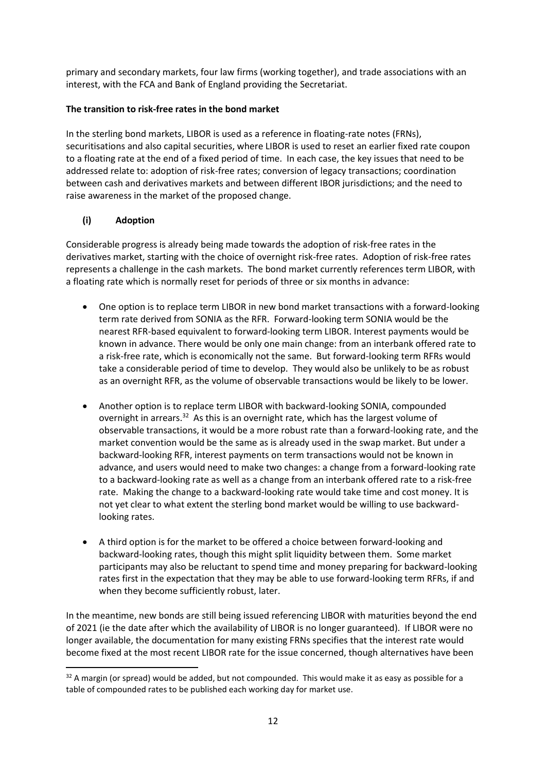primary and secondary markets, four law firms (working together), and trade associations with an interest, with the FCA and Bank of England providing the Secretariat.

**The transition to risk-free rates in the bond market**

In the sterling bond markets, LIBOR is used as a reference in floating-rate notes (FRNs), securitisations and also capital securities, where LIBOR is used to reset an earlier fixed rate coupon to a floating rate at the end of a fixed period of time. In each case, the key issues that need to be addressed relate to: adoption of risk-free rates; conversion of legacy transactions; coordination between cash and derivatives markets and between different IBOR jurisdictions; and the need to raise awareness in the market of the proposed change.

**(i) Adoption**

Considerable progress is already being made towards the adoption of risk-free rates in the derivatives market, starting with the choice of overnight risk-free rates. Adoption of risk-free rates represents a challenge in the cash markets. The bond market currently references term LIBOR, with a floating rate which is normally reset for periods of three or six months in advance:

- One option is to replace term LIBOR in new bond market transactions with a forward-looking term rate derived from SONIA as the RFR. Forward-looking term SONIA would be the nearest RFR-based equivalent to forward-looking term LIBOR. Interest payments would be known in advance. There would be only one main change: from an interbank offered rate to a risk-free rate, which is economically not the same. But forward-looking term RFRs would take a considerable period of time to develop. They would also be unlikely to be as robust as an overnight RFR, as the volume of observable transactions would be likely to be lower.

- Another option is to replace term LIBOR with backward-looking SONIA, compounded overnight in arrears.[32] As this is an overnight rate, which has the largest volume of observable transactions, it would be a more robust rate than a forward-looking rate, and the market convention would be the same as is already used in the swap market. But under a backward-looking RFR, interest payments on term transactions would not be known in advance, and users would need to make two changes: a change from a forward-looking rate to a backward-looking rate as well as a change from an interbank offered rate to a risk-free rate. Making the change to a backward-looking rate would take time and cost money. It is not yet clear to what extent the sterling bond market would be willing to use backward-looking rates.

- A third option is for the market to be offered a choice between forward-looking and backward-looking rates, though this might split liquidity between them. Some market participants may also be reluctant to spend time and money preparing for backward-looking rates first in the expectation that they may be able to use forward-looking term RFRs, if and when they become sufficiently robust, later.

In the meantime, new bonds are still being issued referencing LIBOR with maturities beyond the end of 2021 (ie the date after which the availability of LIBOR is no longer guaranteed). If LIBOR were no longer available, the documentation for many existing FRNs specifies that the interest rate would become fixed at the most recent LIBOR rate for the issue concerned, though alternatives have been

[32] A margin (or spread) would be added, but not compounded. This would make it as easy as possible for a table of compounded rates to be published each working day for market use.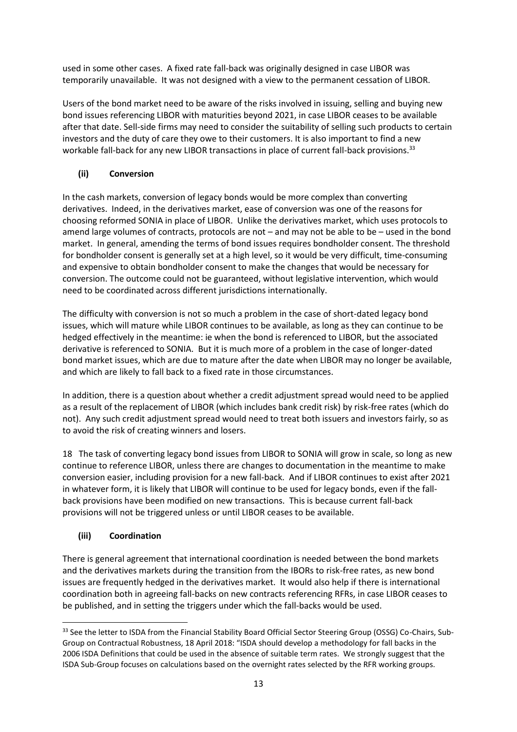used in some other cases. A fixed rate fall-back was originally designed in case LIBOR was temporarily unavailable. It was not designed with a view to the permanent cessation of LIBOR.

Users of the bond market need to be aware of the risks involved in issuing, selling and buying new bond issues referencing LIBOR with maturities beyond 2021, in case LIBOR ceases to be available after that date. Sell-side firms may need to consider the suitability of selling such products to certain investors and the duty of care they owe to their customers. It is also important to find a new workable fall-back for any new LIBOR transactions in place of current fall-back provisions.[33]

### (ii) Conversion

In the cash markets, conversion of legacy bonds would be more complex than converting derivatives. Indeed, in the derivatives market, ease of conversion was one of the reasons for choosing reformed SONIA in place of LIBOR. Unlike the derivatives market, which uses protocols to amend large volumes of contracts, protocols are not – and may not be able to be – used in the bond market. In general, amending the terms of bond issues requires bondholder consent. The threshold for bondholder consent is generally set at a high level, so it would be very difficult, time-consuming and expensive to obtain bondholder consent to make the changes that would be necessary for conversion. The outcome could not be guaranteed, without legislative intervention, which would need to be coordinated across different jurisdictions internationally.

The difficulty with conversion is not so much a problem in the case of short-dated legacy bond issues, which will mature while LIBOR continues to be available, as long as they can continue to be hedged effectively in the meantime: ie when the bond is referenced to LIBOR, but the associated derivative is referenced to SONIA. But it is much more of a problem in the case of longer-dated bond market issues, which are due to mature after the date when LIBOR may no longer be available, and which are likely to fall back to a fixed rate in those circumstances.

In addition, there is a question about whether a credit adjustment spread would need to be applied as a result of the replacement of LIBOR (which includes bank credit risk) by risk-free rates (which do not). Any such credit adjustment spread would need to treat both issuers and investors fairly, so as to avoid the risk of creating winners and losers.

18 The task of converting legacy bond issues from LIBOR to SONIA will grow in scale, so long as new continue to reference LIBOR, unless there are changes to documentation in the meantime to make conversion easier, including provision for a new fall-back. And if LIBOR continues to exist after 2021 in whatever form, it is likely that LIBOR will continue to be used for legacy bonds, even if the fall-back provisions have been modified on new transactions. This is because current fall-back provisions will not be triggered unless or until LIBOR ceases to be available.

### (iii) Coordination

There is general agreement that international coordination is needed between the bond markets and the derivatives markets during the transition from the IBORs to risk-free rates, as new bond issues are frequently hedged in the derivatives market. It would also help if there is international coordination both in agreeing fall-backs on new contracts referencing RFRs, in case LIBOR ceases to be published, and in setting the triggers under which the fall-backs would be used.

---

[33] See the letter to ISDA from the Financial Stability Board Official Sector Steering Group (OSSG) Co-Chairs, Sub-Group on Contractual Robustness, 18 April 2018: "ISDA should develop a methodology for fall backs in the 2006 ISDA Definitions that could be used in the absence of suitable term rates. We strongly suggest that the ISDA Sub-Group focuses on calculations based on the overnight rates selected by the RFR working groups.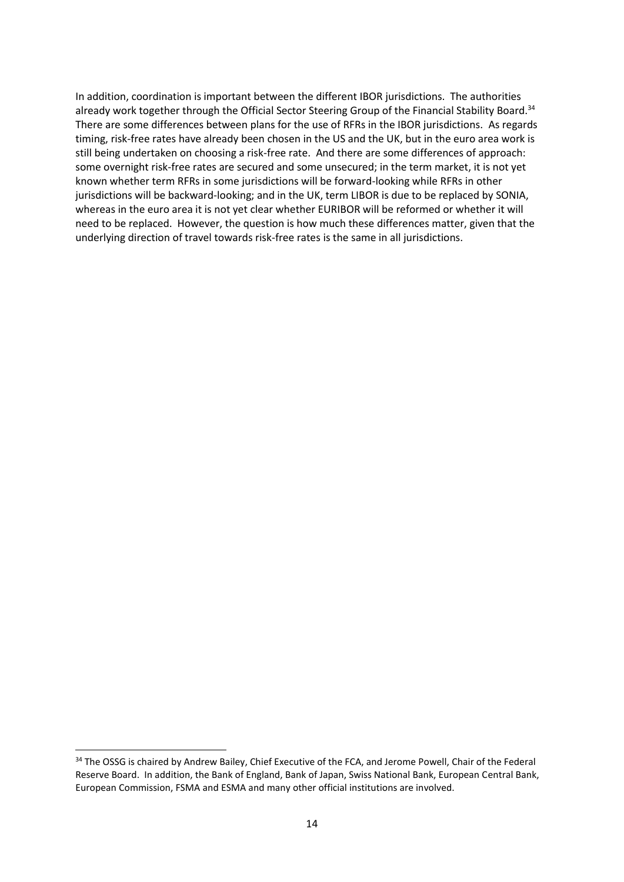In addition, coordination is important between the different IBOR jurisdictions. The authorities already work together through the Official Sector Steering Group of the Financial Stability Board.[34] There are some differences between plans for the use of RFRs in the IBOR jurisdictions. As regards timing, risk-free rates have already been chosen in the US and the UK, but in the euro area work is still being undertaken on choosing a risk-free rate. And there are some differences of approach: some overnight risk-free rates are secured and some unsecured; in the term market, it is not yet known whether term RFRs in some jurisdictions will be forward-looking while RFRs in other jurisdictions will be backward-looking; and in the UK, term LIBOR is due to be replaced by SONIA, whereas in the euro area it is not yet clear whether EURIBOR will be reformed or whether it will need to be replaced. However, the question is how much these differences matter, given that the underlying direction of travel towards risk-free rates is the same in all jurisdictions.

---

[34] The OSSG is chaired by Andrew Bailey, Chief Executive of the FCA, and Jerome Powell, Chair of the Federal Reserve Board. In addition, the Bank of England, Bank of Japan, Swiss National Bank, European Central Bank, European Commission, FSMA and ESMA and many other official institutions are involved.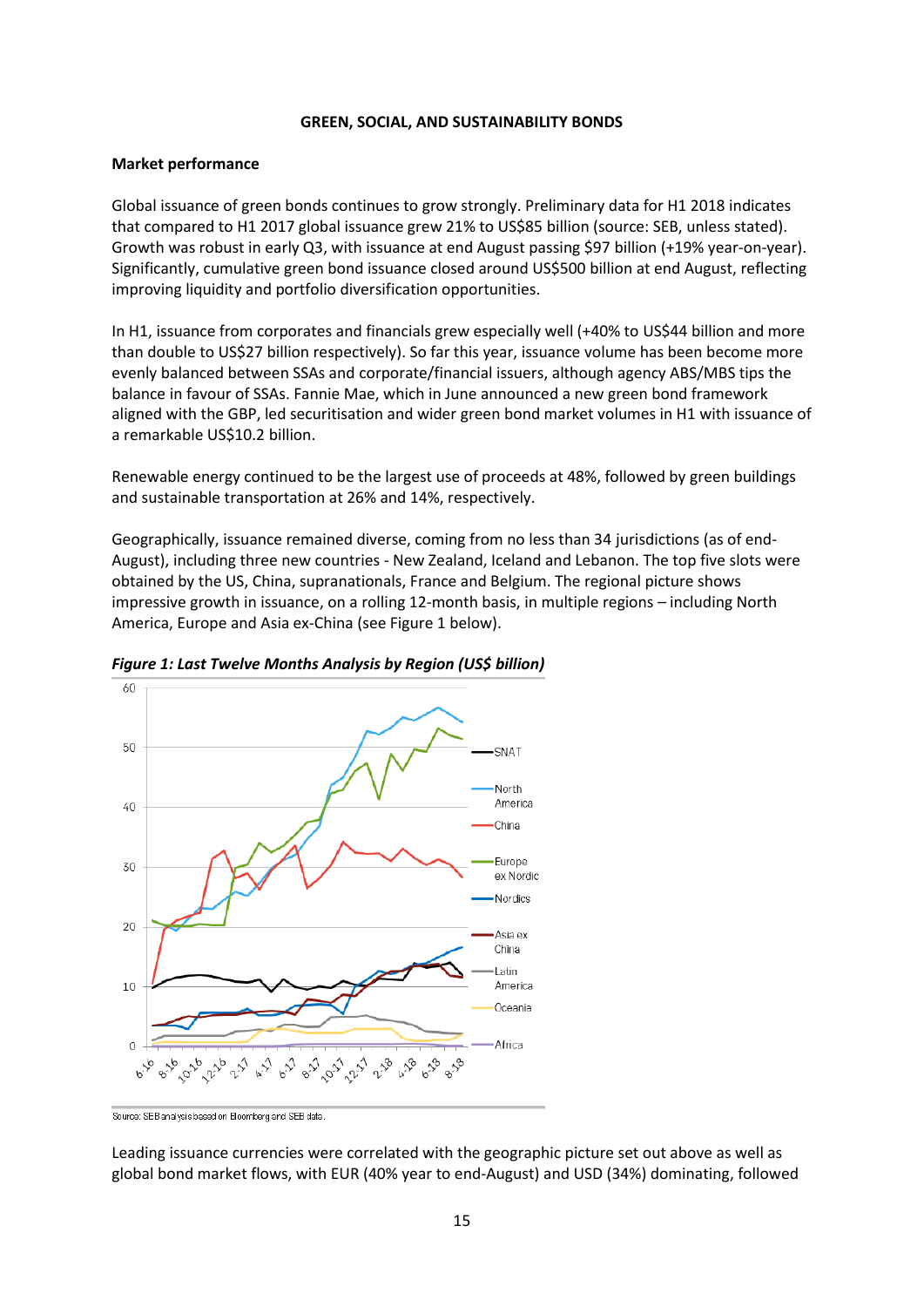**GREEN, SOCIAL, AND SUSTAINABILITY BONDS**

**Market performance**

Global issuance of green bonds continues to grow strongly. Preliminary data for H1 2018 indicates that compared to H1 2017 global issuance grew 21% to US$85 billion (source: SEB, unless stated). Growth was robust in early Q3, with issuance at end August passing $97 billion (+19% year-on-year). Significantly, cumulative green bond issuance closed around US$500 billion at end August, reflecting improving liquidity and portfolio diversification opportunities.

In H1, issuance from corporates and financials grew especially well (+40% to US$44 billion and more than double to US$27 billion respectively). So far this year, issuance volume has been become more evenly balanced between SSAs and corporate/financial issuers, although agency ABS/MBS tips the balance in favour of SSAs. Fannie Mae, which in June announced a new green bond framework aligned with the GBP, led securitisation and wider green bond market volumes in H1 with issuance of a remarkable US$10.2 billion.

Renewable energy continued to be the largest use of proceeds at 48%, followed by green buildings and sustainable transportation at 26% and 14%, respectively.

Geographically, issuance remained diverse, coming from no less than 34 jurisdictions (as of end-August), including three new countries - New Zealand, Iceland and Lebanon. The top five slots were obtained by the US, China, supranationals, France and Belgium. The regional picture shows impressive growth in issuance, on a rolling 12-month basis, in multiple regions – including North America, Europe and Asia ex-China (see Figure 1 below).

***Figure 1: Last Twelve Months Analysis by Region (US$ billion)***

Source: SEB analysis based on Bloomberg and SEB data.

Leading issuance currencies were correlated with the geographic picture set out above as well as global bond market flows, with EUR (40% year to end-August) and USD (34%) dominating, followed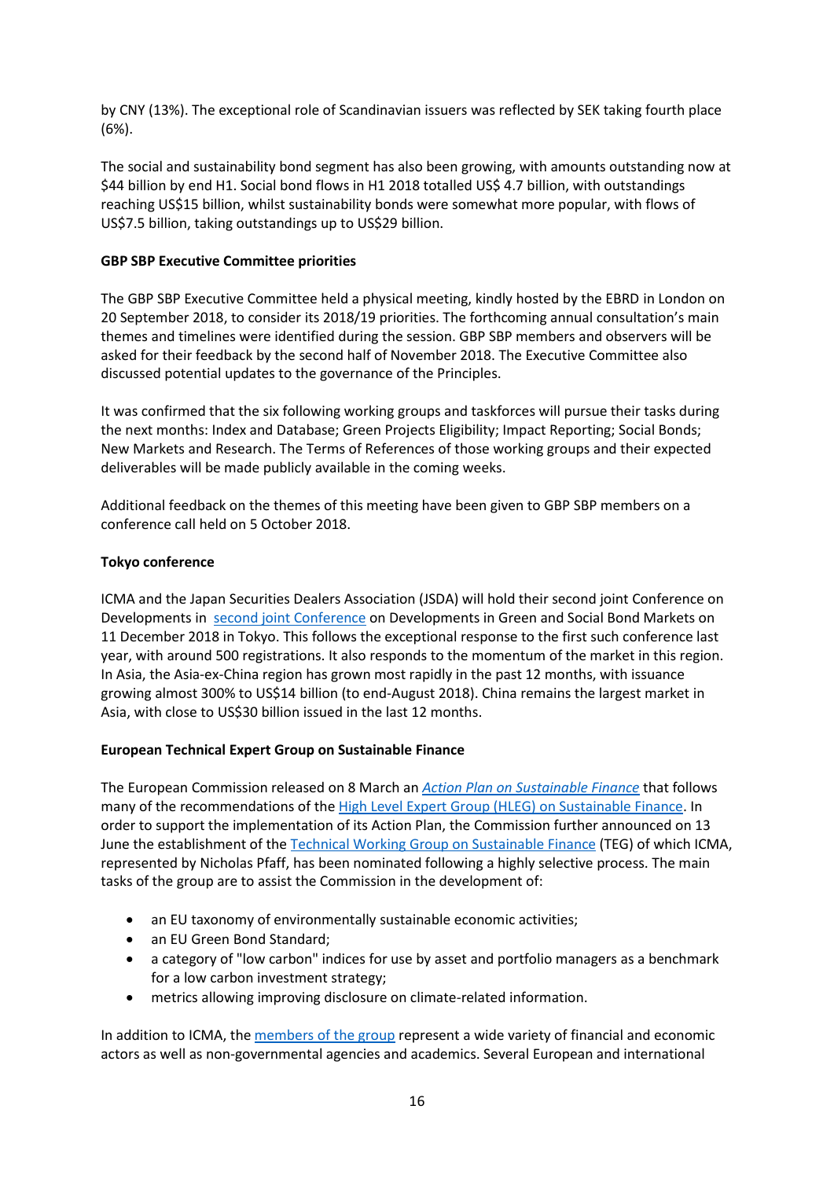by CNY (13%). The exceptional role of Scandinavian issuers was reflected by SEK taking fourth place (6%).

The social and sustainability bond segment has also been growing, with amounts outstanding now at $44 billion by end H1. Social bond flows in H1 2018 totalled US$ 4.7 billion, with outstandings reaching US$15 billion, whilst sustainability bonds were somewhat more popular, with flows of US$7.5 billion, taking outstandings up to US$29 billion.

**GBP SBP Executive Committee priorities**

The GBP SBP Executive Committee held a physical meeting, kindly hosted by the EBRD in London on 20 September 2018, to consider its 2018/19 priorities. The forthcoming annual consultation's main themes and timelines were identified during the session. GBP SBP members and observers will be asked for their feedback by the second half of November 2018. The Executive Committee also discussed potential updates to the governance of the Principles.

It was confirmed that the six following working groups and taskforces will pursue their tasks during the next months: Index and Database; Green Projects Eligibility; Impact Reporting; Social Bonds; New Markets and Research. The Terms of References of those working groups and their expected deliverables will be made publicly available in the coming weeks.

Additional feedback on the themes of this meeting have been given to GBP SBP members on a conference call held on 5 October 2018.

**Tokyo conference**

ICMA and the Japan Securities Dealers Association (JSDA) will hold their second joint Conference on Developments in second joint Conference on Developments in Green and Social Bond Markets on 11 December 2018 in Tokyo. This follows the exceptional response to the first such conference last year, with around 500 registrations. It also responds to the momentum of the market in this region. In Asia, the Asia-ex-China region has grown most rapidly in the past 12 months, with issuance growing almost 300% to US$14 billion (to end-August 2018). China remains the largest market in Asia, with close to US$30 billion issued in the last 12 months.

**European Technical Expert Group on Sustainable Finance**

The European Commission released on 8 March an *Action Plan on Sustainable Finance* that follows many of the recommendations of the High Level Expert Group (HLEG) on Sustainable Finance. In order to support the implementation of its Action Plan, the Commission further announced on 13 June the establishment of the Technical Working Group on Sustainable Finance (TEG) of which ICMA, represented by Nicholas Pfaff, has been nominated following a highly selective process. The main tasks of the group are to assist the Commission in the development of:

- an EU taxonomy of environmentally sustainable economic activities;
- an EU Green Bond Standard;
- a category of "low carbon" indices for use by asset and portfolio managers as a benchmark for a low carbon investment strategy;
- metrics allowing improving disclosure on climate-related information.

In addition to ICMA, the members of the group represent a wide variety of financial and economic actors as well as non-governmental agencies and academics. Several European and international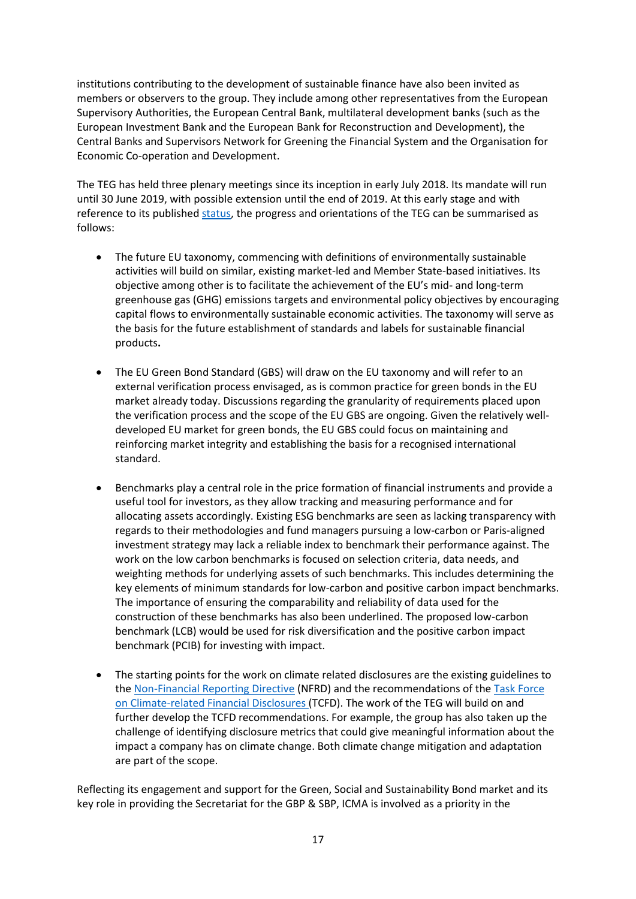institutions contributing to the development of sustainable finance have also been invited as members or observers to the group. They include among other representatives from the European Supervisory Authorities, the European Central Bank, multilateral development banks (such as the European Investment Bank and the European Bank for Reconstruction and Development), the Central Banks and Supervisors Network for Greening the Financial System and the Organisation for Economic Co-operation and Development.

The TEG has held three plenary meetings since its inception in early July 2018. Its mandate will run until 30 June 2019, with possible extension until the end of 2019. At this early stage and with reference to its published [status](), the progress and orientations of the TEG can be summarised as follows:

- The future EU taxonomy, commencing with definitions of environmentally sustainable activities will build on similar, existing market-led and Member State-based initiatives. Its objective among other is to facilitate the achievement of the EU's mid- and long-term greenhouse gas (GHG) emissions targets and environmental policy objectives by encouraging capital flows to environmentally sustainable economic activities. The taxonomy will serve as the basis for the future establishment of standards and labels for sustainable financial products**.**

- The EU Green Bond Standard (GBS) will draw on the EU taxonomy and will refer to an external verification process envisaged, as is common practice for green bonds in the EU market already today. Discussions regarding the granularity of requirements placed upon the verification process and the scope of the EU GBS are ongoing. Given the relatively well-developed EU market for green bonds, the EU GBS could focus on maintaining and reinforcing market integrity and establishing the basis for a recognised international standard.

- Benchmarks play a central role in the price formation of financial instruments and provide a useful tool for investors, as they allow tracking and measuring performance and for allocating assets accordingly. Existing ESG benchmarks are seen as lacking transparency with regards to their methodologies and fund managers pursuing a low-carbon or Paris-aligned investment strategy may lack a reliable index to benchmark their performance against. The work on the low carbon benchmarks is focused on selection criteria, data needs, and weighting methods for underlying assets of such benchmarks. This includes determining the key elements of minimum standards for low-carbon and positive carbon impact benchmarks. The importance of ensuring the comparability and reliability of data used for the construction of these benchmarks has also been underlined. The proposed low-carbon benchmark (LCB) would be used for risk diversification and the positive carbon impact benchmark (PCIB) for investing with impact.

- The starting points for the work on climate related disclosures are the existing guidelines to the [Non-Financial Reporting Directive]() (NFRD) and the recommendations of the [Task Force on Climate-related Financial Disclosures]() (TCFD). The work of the TEG will build on and further develop the TCFD recommendations. For example, the group has also taken up the challenge of identifying disclosure metrics that could give meaningful information about the impact a company has on climate change. Both climate change mitigation and adaptation are part of the scope.

Reflecting its engagement and support for the Green, Social and Sustainability Bond market and its key role in providing the Secretariat for the GBP & SBP, ICMA is involved as a priority in the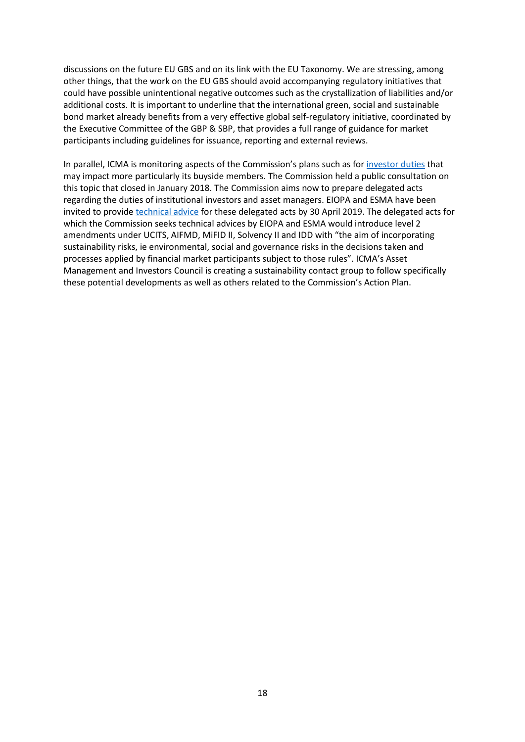discussions on the future EU GBS and on its link with the EU Taxonomy. We are stressing, among other things, that the work on the EU GBS should avoid accompanying regulatory initiatives that could have possible unintentional negative outcomes such as the crystallization of liabilities and/or additional costs. It is important to underline that the international green, social and sustainable bond market already benefits from a very effective global self-regulatory initiative, coordinated by the Executive Committee of the GBP & SBP, that provides a full range of guidance for market participants including guidelines for issuance, reporting and external reviews.

In parallel, ICMA is monitoring aspects of the Commission's plans such as for investor duties that may impact more particularly its buyside members. The Commission held a public consultation on this topic that closed in January 2018. The Commission aims now to prepare delegated acts regarding the duties of institutional investors and asset managers. EIOPA and ESMA have been invited to provide technical advice for these delegated acts by 30 April 2019. The delegated acts for which the Commission seeks technical advices by EIOPA and ESMA would introduce level 2 amendments under UCITS, AIFMD, MiFID II, Solvency II and IDD with "the aim of incorporating sustainability risks, ie environmental, social and governance risks in the decisions taken and processes applied by financial market participants subject to those rules". ICMA's Asset Management and Investors Council is creating a sustainability contact group to follow specifically these potential developments as well as others related to the Commission's Action Plan.